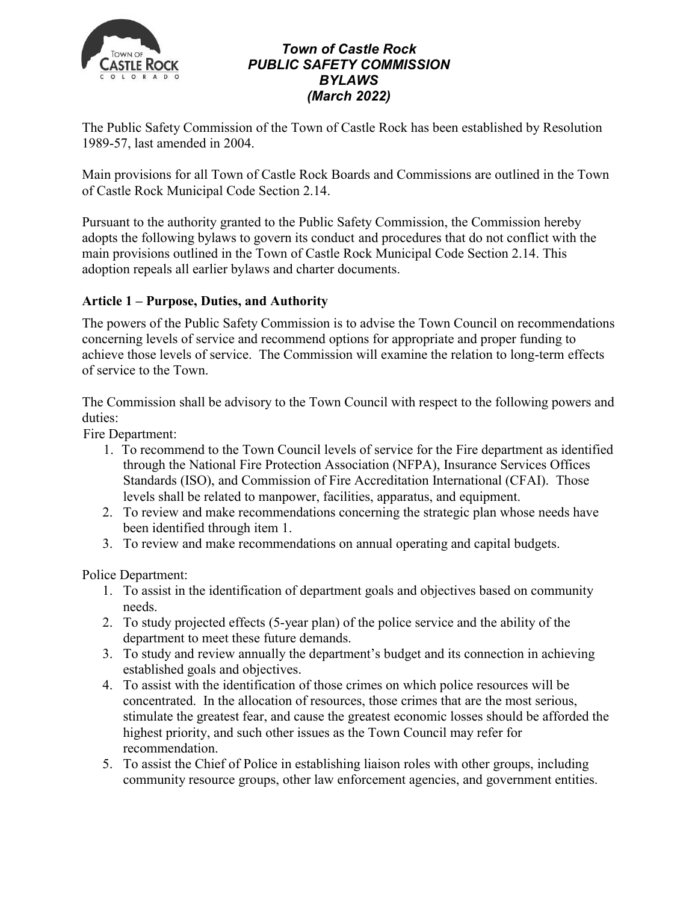# *Town of Castle Rock PUBLIC SAFETY COMMISSION BYLAWS (March 2022)*

The Public Safety Commission of the Town of Castle Rock has been established by Resolution 1989-57, last amended in 2004.

Main provisions for all Town of Castle Rock Boards and Commissions are outlined in the Town of Castle Rock Municipal Code Section 2.14.

Pursuant to the authority granted to the Public Safety Commission, the Commission hereby adopts the following bylaws to govern its conduct and procedures that do not conflict with the main provisions outlined in the Town of Castle Rock Municipal Code Section 2.14. This adoption repeals all earlier bylaws and charter documents.

## Article 1 – Purpose, Duties, and Authority

The powers of the Public Safety Commission is to advise the Town Council on recommendations concerning levels of service and recommend options for appropriate and proper funding to achieve those levels of service. The Commission will examine the relation to long-term effects of service to the Town.

The Commission shall be advisory to the Town Council with respect to the following powers and duties:

Fire Department:

1. To recommend to the Town Council levels of service for the Fire department as identified through the National Fire Protection Association (NFPA), Insurance Services Offices Standards (ISO), and Commission of Fire Accreditation International (CFAI). Those levels shall be related to manpower, facilities, apparatus, and equipment.
2. To review and make recommendations concerning the strategic plan whose needs have been identified through item 1.
3. To review and make recommendations on annual operating and capital budgets.

Police Department:

1. To assist in the identification of department goals and objectives based on community needs.
2. To study projected effects (5-year plan) of the police service and the ability of the department to meet these future demands.
3. To study and review annually the department's budget and its connection in achieving established goals and objectives.
4. To assist with the identification of those crimes on which police resources will be concentrated. In the allocation of resources, those crimes that are the most serious, stimulate the greatest fear, and cause the greatest economic losses should be afforded the highest priority, and such other issues as the Town Council may refer for recommendation.
5. To assist the Chief of Police in establishing liaison roles with other groups, including community resource groups, other law enforcement agencies, and government entities.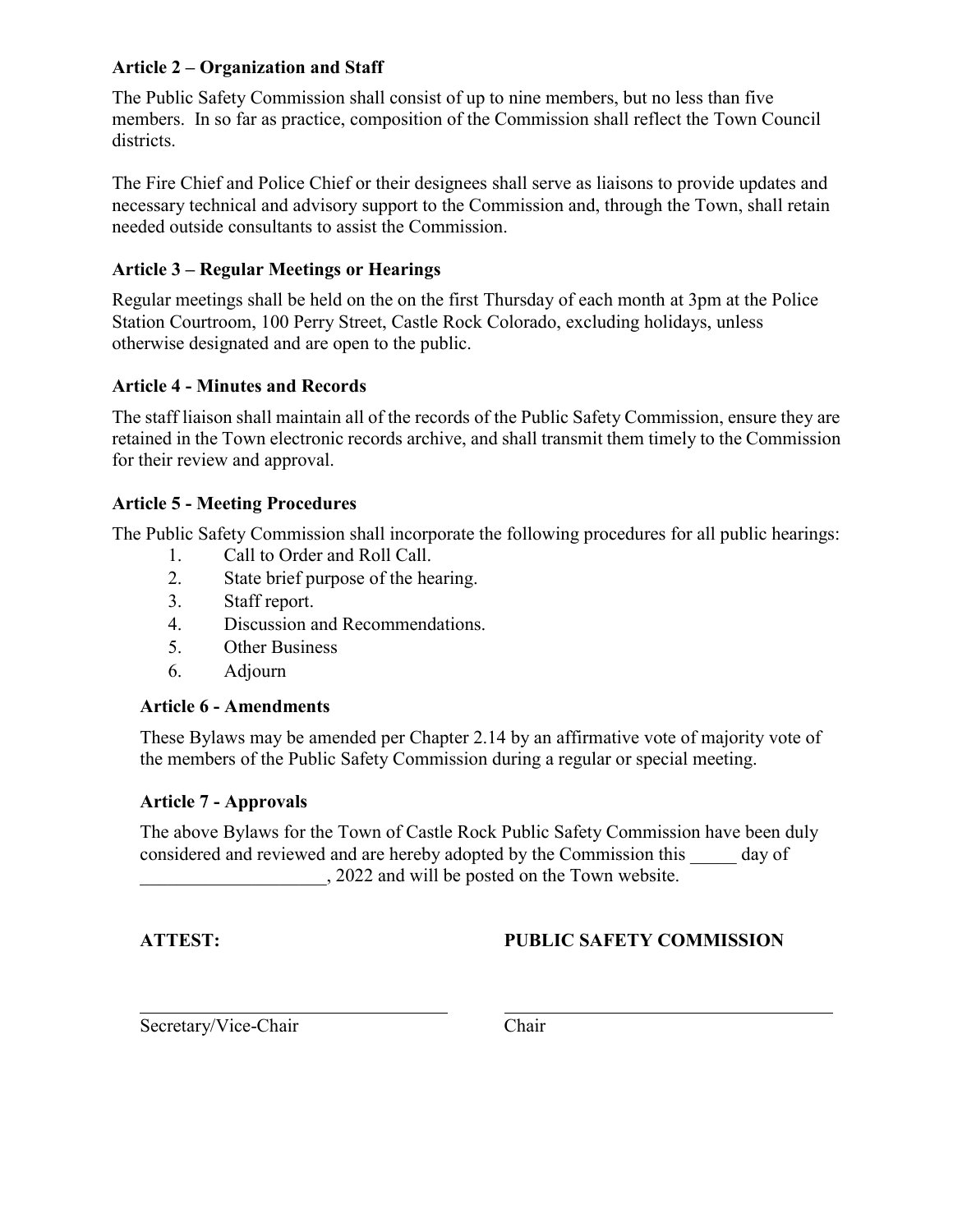### Article 2 – Organization and Staff

The Public Safety Commission shall consist of up to nine members, but no less than five members. In so far as practice, composition of the Commission shall reflect the Town Council districts.

The Fire Chief and Police Chief or their designees shall serve as liaisons to provide updates and necessary technical and advisory support to the Commission and, through the Town, shall retain needed outside consultants to assist the Commission.

### Article 3 – Regular Meetings or Hearings

Regular meetings shall be held on the on the first Thursday of each month at 3pm at the Police Station Courtroom, 100 Perry Street, Castle Rock Colorado, excluding holidays, unless otherwise designated and are open to the public.

### Article 4 - Minutes and Records

The staff liaison shall maintain all of the records of the Public Safety Commission, ensure they are retained in the Town electronic records archive, and shall transmit them timely to the Commission for their review and approval.

### Article 5 - Meeting Procedures

The Public Safety Commission shall incorporate the following procedures for all public hearings:

1. Call to Order and Roll Call.
2. State brief purpose of the hearing.
3. Staff report.
4. Discussion and Recommendations.
5. Other Business
6. Adjourn

### Article 6 - Amendments

These Bylaws may be amended per Chapter 2.14 by an affirmative vote of majority vote of the members of the Public Safety Commission during a regular or special meeting.

### Article 7 - Approvals

The above Bylaws for the Town of Castle Rock Public Safety Commission have been duly considered and reviewed and are hereby adopted by the Commission this _____ day of ____________________, 2022 and will be posted on the Town website.

**ATTEST:** **PUBLIC SAFETY COMMISSION**

________________________________ ____________________________________

Secretary/Vice-Chair Chair